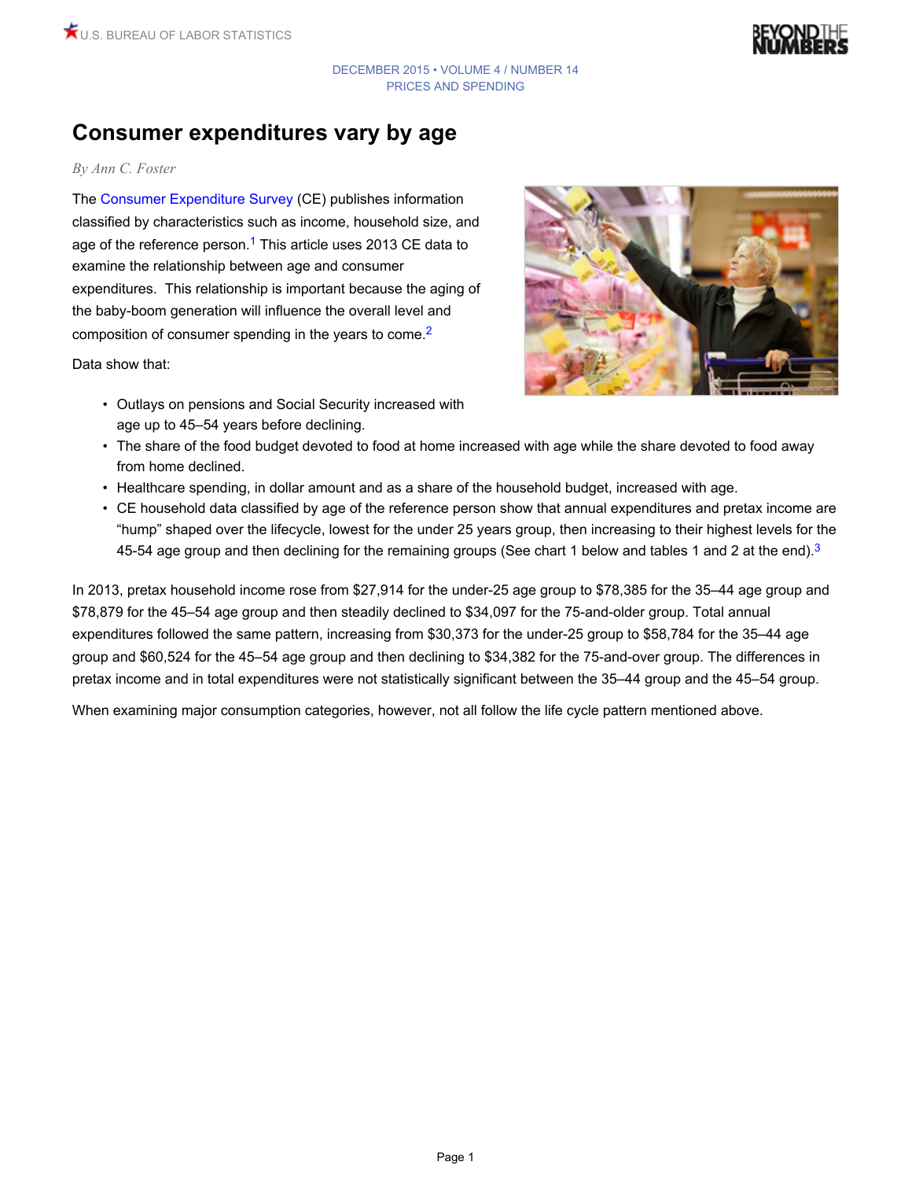# Consumer expenditures vary by age

*By Ann C. Foster*

The Consumer Expenditure Survey (CE) publishes information classified by characteristics such as income, household size, and age of the reference person.[1] This article uses 2013 CE data to examine the relationship between age and consumer expenditures. This relationship is important because the aging of the baby-boom generation will influence the overall level and composition of consumer spending in the years to come.[2]

Data show that:

- Outlays on pensions and Social Security increased with age up to 45–54 years before declining.
- The share of the food budget devoted to food at home increased with age while the share devoted to food away from home declined.
- Healthcare spending, in dollar amount and as a share of the household budget, increased with age.
- CE household data classified by age of the reference person show that annual expenditures and pretax income are “hump” shaped over the lifecycle, lowest for the under 25 years group, then increasing to their highest levels for the 45-54 age group and then declining for the remaining groups (See chart 1 below and tables 1 and 2 at the end).[3]

In 2013, pretax household income rose from $27,914 for the under-25 age group to $78,385 for the 35–44 age group and $78,879 for the 45–54 age group and then steadily declined to $34,097 for the 75-and-older group. Total annual expenditures followed the same pattern, increasing from $30,373 for the under-25 group to $58,784 for the 35–44 age group and $60,524 for the 45–54 age group and then declining to $34,382 for the 75-and-over group. The differences in pretax income and in total expenditures were not statistically significant between the 35–44 group and the 45–54 group.

When examining major consumption categories, however, not all follow the life cycle pattern mentioned above.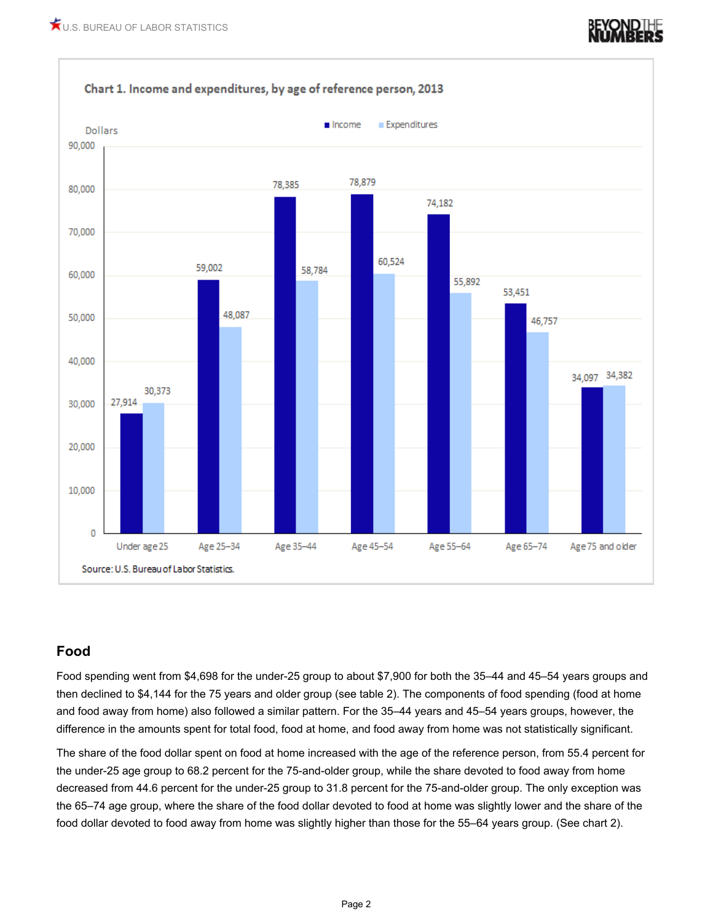**Chart 1. Income and expenditures, by age of reference person, 2013**

| Age of reference person | Income (dollars) | Expenditures (dollars) |
|---|---|---|
| Under age 25 | 27,914 | 30,373 |
| Age 25–34 | 59,002 | 48,087 |
| Age 35–44 | 78,385 | 58,784 |
| Age 45–54 | 78,879 | 60,524 |
| Age 55–64 | 74,182 | 55,892 |
| Age 65–74 | 53,451 | 46,757 |
| Age 75 and older | 34,097 | 34,382 |

Source: U.S. Bureau of Labor Statistics.

## Food

Food spending went from $4,698 for the under-25 group to about $7,900 for both the 35–44 and 45–54 years groups and then declined to $4,144 for the 75 years and older group (see table 2). The components of food spending (food at home and food away from home) also followed a similar pattern. For the 35–44 years and 45–54 years groups, however, the difference in the amounts spent for total food, food at home, and food away from home was not statistically significant.

The share of the food dollar spent on food at home increased with the age of the reference person, from 55.4 percent for the under-25 age group to 68.2 percent for the 75-and-older group, while the share devoted to food away from home decreased from 44.6 percent for the under-25 group to 31.8 percent for the 75-and-older group. The only exception was the 65–74 age group, where the share of the food dollar devoted to food at home was slightly lower and the share of the food dollar devoted to food away from home was slightly higher than those for the 55–64 years group. (See chart 2).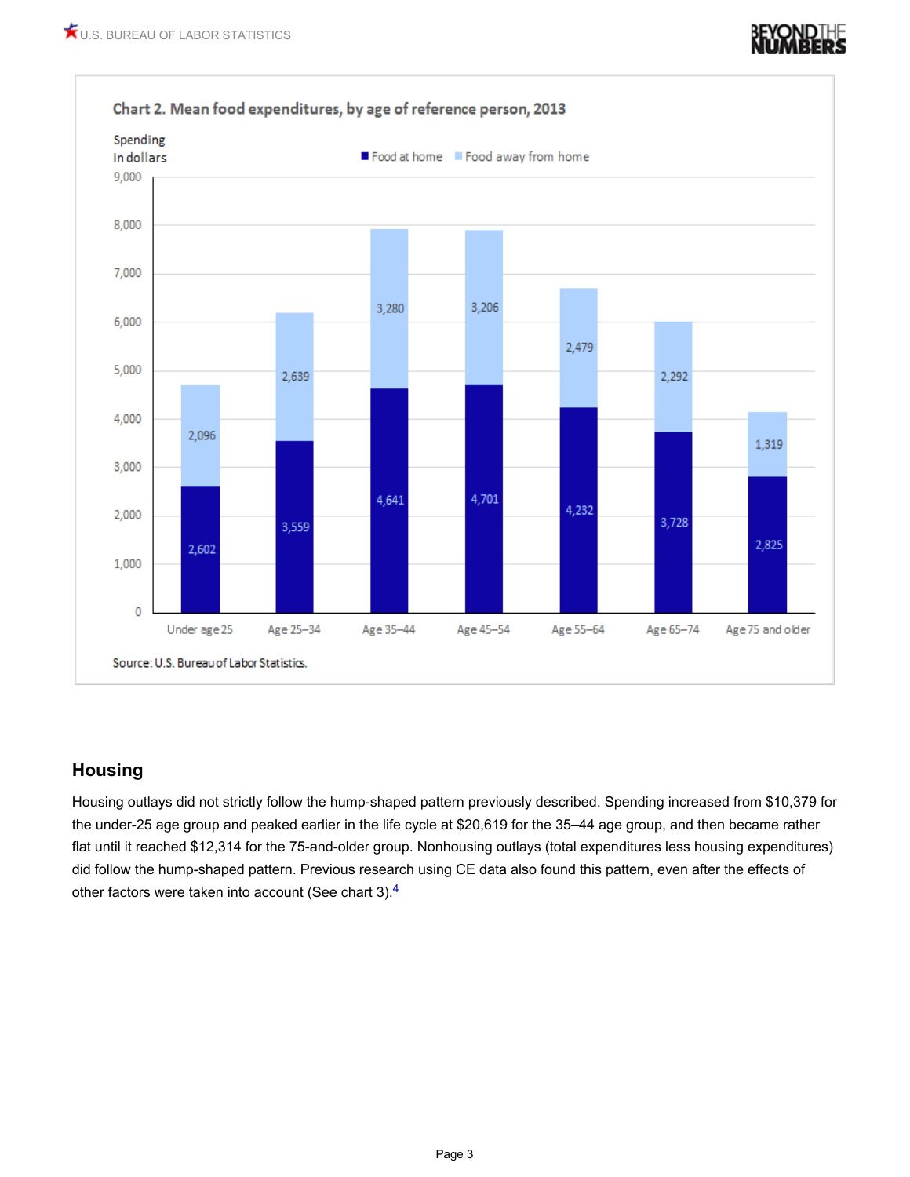Chart 2. Mean food expenditures, by age of reference person, 2013

| Age of reference person | Food at home | Food away from home |
| --- | --- | --- |
| Under age 25 | 2,602 | 2,096 |
| Age 25–34 | 3,559 | 2,639 |
| Age 35–44 | 4,641 | 3,280 |
| Age 45–54 | 4,701 | 3,206 |
| Age 55–64 | 4,232 | 2,479 |
| Age 65–74 | 3,728 | 2,292 |
| Age 75 and older | 2,825 | 1,319 |

Spending in dollars

Source: U.S. Bureau of Labor Statistics.

## Housing

Housing outlays did not strictly follow the hump-shaped pattern previously described. Spending increased from $10,379 for the under-25 age group and peaked earlier in the life cycle at $20,619 for the 35–44 age group, and then became rather flat until it reached $12,314 for the 75-and-older group. Nonhousing outlays (total expenditures less housing expenditures) did follow the hump-shaped pattern. Previous research using CE data also found this pattern, even after the effects of other factors were taken into account (See chart 3).[4]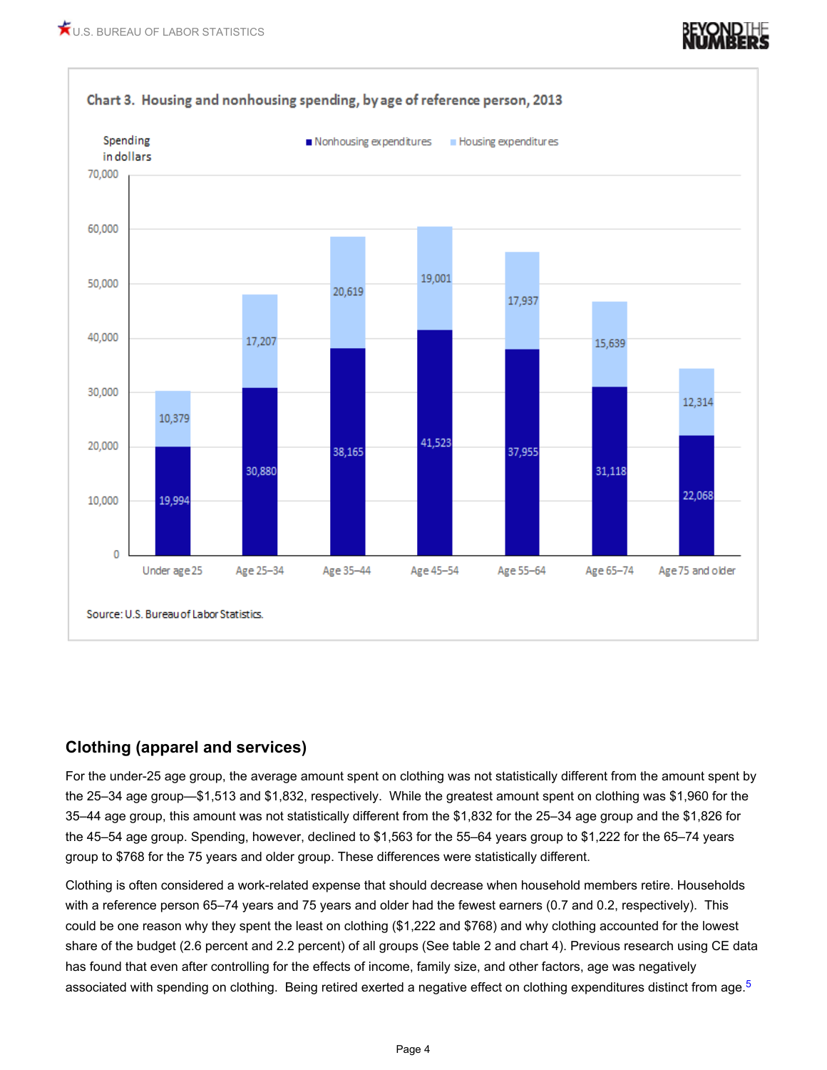**Chart 3. Housing and nonhousing spending, by age of reference person, 2013**

Spending in dollars

| Age of reference person | Nonhousing expenditures | Housing expenditures |
|---|---|---|
| Under age 25 | 19,994 | 10,379 |
| Age 25–34 | 30,880 | 17,207 |
| Age 35–44 | 38,165 | 20,619 |
| Age 45–54 | 41,523 | 19,001 |
| Age 55–64 | 37,955 | 17,937 |
| Age 65–74 | 31,118 | 15,639 |
| Age 75 and older | 22,068 | 12,314 |

Source: U.S. Bureau of Labor Statistics.

## Clothing (apparel and services)

For the under-25 age group, the average amount spent on clothing was not statistically different from the amount spent by the 25–34 age group—$1,513 and $1,832, respectively. While the greatest amount spent on clothing was $1,960 for the 35–44 age group, this amount was not statistically different from the $1,832 for the 25–34 age group and the $1,826 for the 45–54 age group. Spending, however, declined to $1,563 for the 55–64 years group to $1,222 for the 65–74 years group to $768 for the 75 years and older group. These differences were statistically different.

Clothing is often considered a work-related expense that should decrease when household members retire. Households with a reference person 65–74 years and 75 years and older had the fewest earners (0.7 and 0.2, respectively). This could be one reason why they spent the least on clothing ($1,222 and $768) and why clothing accounted for the lowest share of the budget (2.6 percent and 2.2 percent) of all groups (See table 2 and chart 4). Previous research using CE data has found that even after controlling for the effects of income, family size, and other factors, age was negatively associated with spending on clothing. Being retired exerted a negative effect on clothing expenditures distinct from age.[5]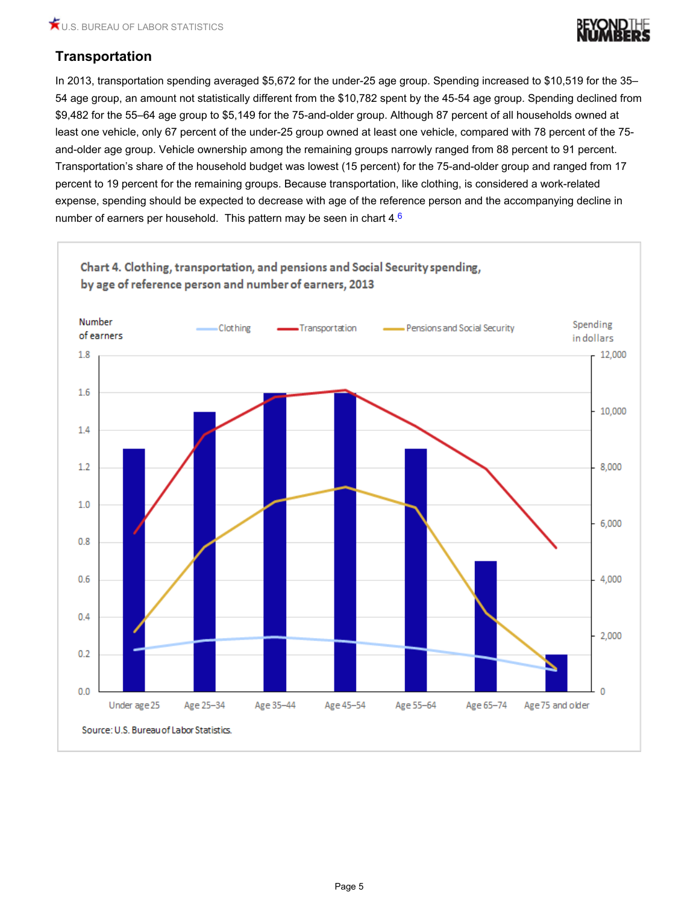## Transportation

In 2013, transportation spending averaged $5,672 for the under-25 age group. Spending increased to $10,519 for the 35–54 age group, an amount not statistically different from the $10,782 spent by the 45-54 age group. Spending declined from $9,482 for the 55–64 age group to $5,149 for the 75-and-older group. Although 87 percent of all households owned at least one vehicle, only 67 percent of the under-25 group owned at least one vehicle, compared with 78 percent of the 75-and-older age group. Vehicle ownership among the remaining groups narrowly ranged from 88 percent to 91 percent. Transportation's share of the household budget was lowest (15 percent) for the 75-and-older group and ranged from 17 percent to 19 percent for the remaining groups. Because transportation, like clothing, is considered a work-related expense, spending should be expected to decrease with age of the reference person and the accompanying decline in number of earners per household. This pattern may be seen in chart 4.[6]

**Chart 4. Clothing, transportation, and pensions and Social Security spending, by age of reference person and number of earners, 2013**

Source: U.S. Bureau of Labor Statistics.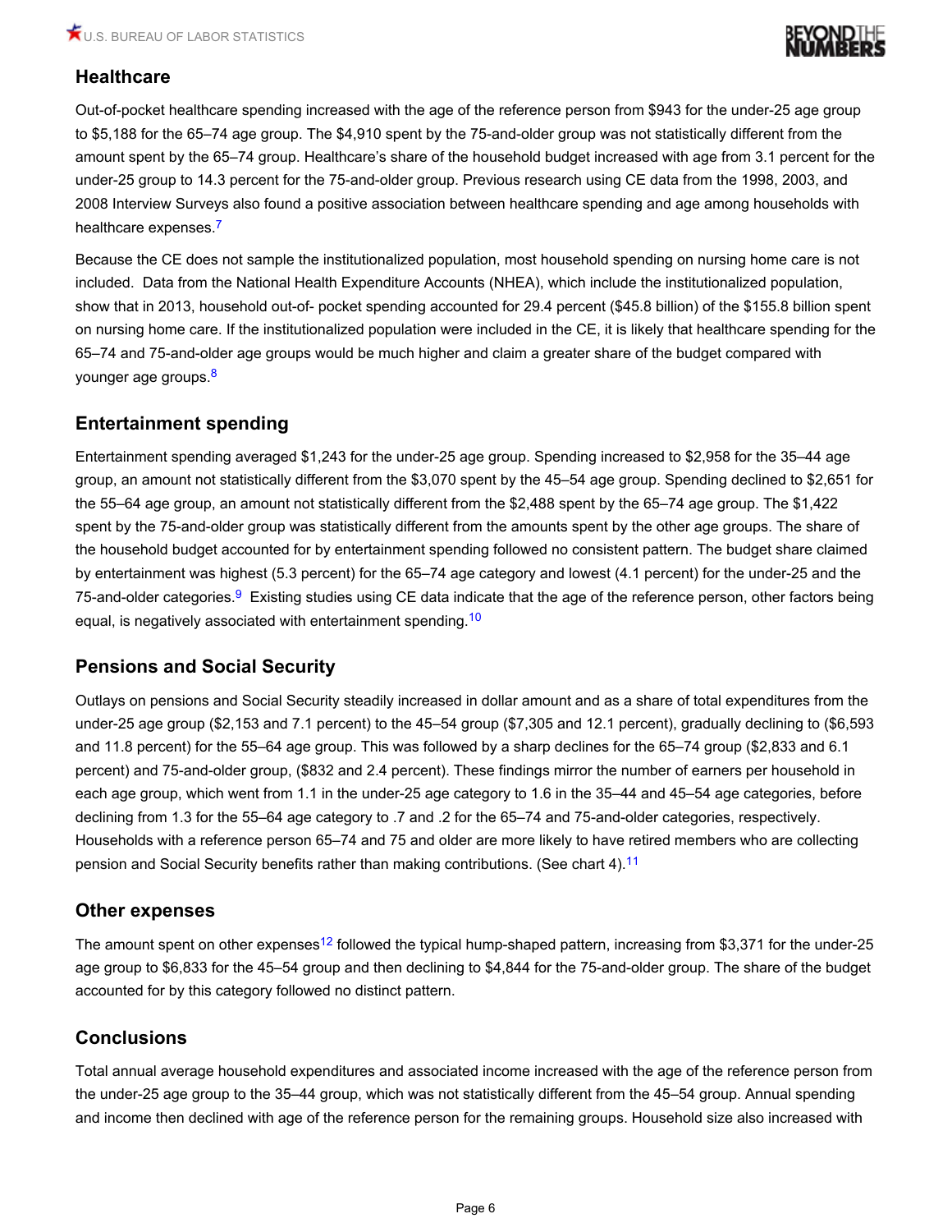## Healthcare

Out-of-pocket healthcare spending increased with the age of the reference person from $943 for the under-25 age group to $5,188 for the 65–74 age group. The $4,910 spent by the 75-and-older group was not statistically different from the amount spent by the 65–74 group. Healthcare's share of the household budget increased with age from 3.1 percent for the under-25 group to 14.3 percent for the 75-and-older group. Previous research using CE data from the 1998, 2003, and 2008 Interview Surveys also found a positive association between healthcare spending and age among households with healthcare expenses.[7]

Because the CE does not sample the institutionalized population, most household spending on nursing home care is not included. Data from the National Health Expenditure Accounts (NHEA), which include the institutionalized population, show that in 2013, household out-of- pocket spending accounted for 29.4 percent ($45.8 billion) of the $155.8 billion spent on nursing home care. If the institutionalized population were included in the CE, it is likely that healthcare spending for the 65–74 and 75-and-older age groups would be much higher and claim a greater share of the budget compared with younger age groups.[8]

## Entertainment spending

Entertainment spending averaged $1,243 for the under-25 age group. Spending increased to $2,958 for the 35–44 age group, an amount not statistically different from the $3,070 spent by the 45–54 age group. Spending declined to $2,651 for the 55–64 age group, an amount not statistically different from the $2,488 spent by the 65–74 age group. The $1,422 spent by the 75-and-older group was statistically different from the amounts spent by the other age groups. The share of the household budget accounted for by entertainment spending followed no consistent pattern. The budget share claimed by entertainment was highest (5.3 percent) for the 65–74 age category and lowest (4.1 percent) for the under-25 and the 75-and-older categories.[9] Existing studies using CE data indicate that the age of the reference person, other factors being equal, is negatively associated with entertainment spending.[10]

## Pensions and Social Security

Outlays on pensions and Social Security steadily increased in dollar amount and as a share of total expenditures from the under-25 age group ($2,153 and 7.1 percent) to the 45–54 group ($7,305 and 12.1 percent), gradually declining to ($6,593 and 11.8 percent) for the 55–64 age group. This was followed by a sharp declines for the 65–74 group ($2,833 and 6.1 percent) and 75-and-older group, ($832 and 2.4 percent). These findings mirror the number of earners per household in each age group, which went from 1.1 in the under-25 age category to 1.6 in the 35–44 and 45–54 age categories, before declining from 1.3 for the 55–64 age category to .7 and .2 for the 65–74 and 75-and-older categories, respectively. Households with a reference person 65–74 and 75 and older are more likely to have retired members who are collecting pension and Social Security benefits rather than making contributions. (See chart 4).[11]

## Other expenses

The amount spent on other expenses[12] followed the typical hump-shaped pattern, increasing from $3,371 for the under-25 age group to $6,833 for the 45–54 group and then declining to $4,844 for the 75-and-older group. The share of the budget accounted for by this category followed no distinct pattern.

## Conclusions

Total annual average household expenditures and associated income increased with the age of the reference person from the under-25 age group to the 35–44 group, which was not statistically different from the 45–54 group. Annual spending and income then declined with age of the reference person for the remaining groups. Household size also increased with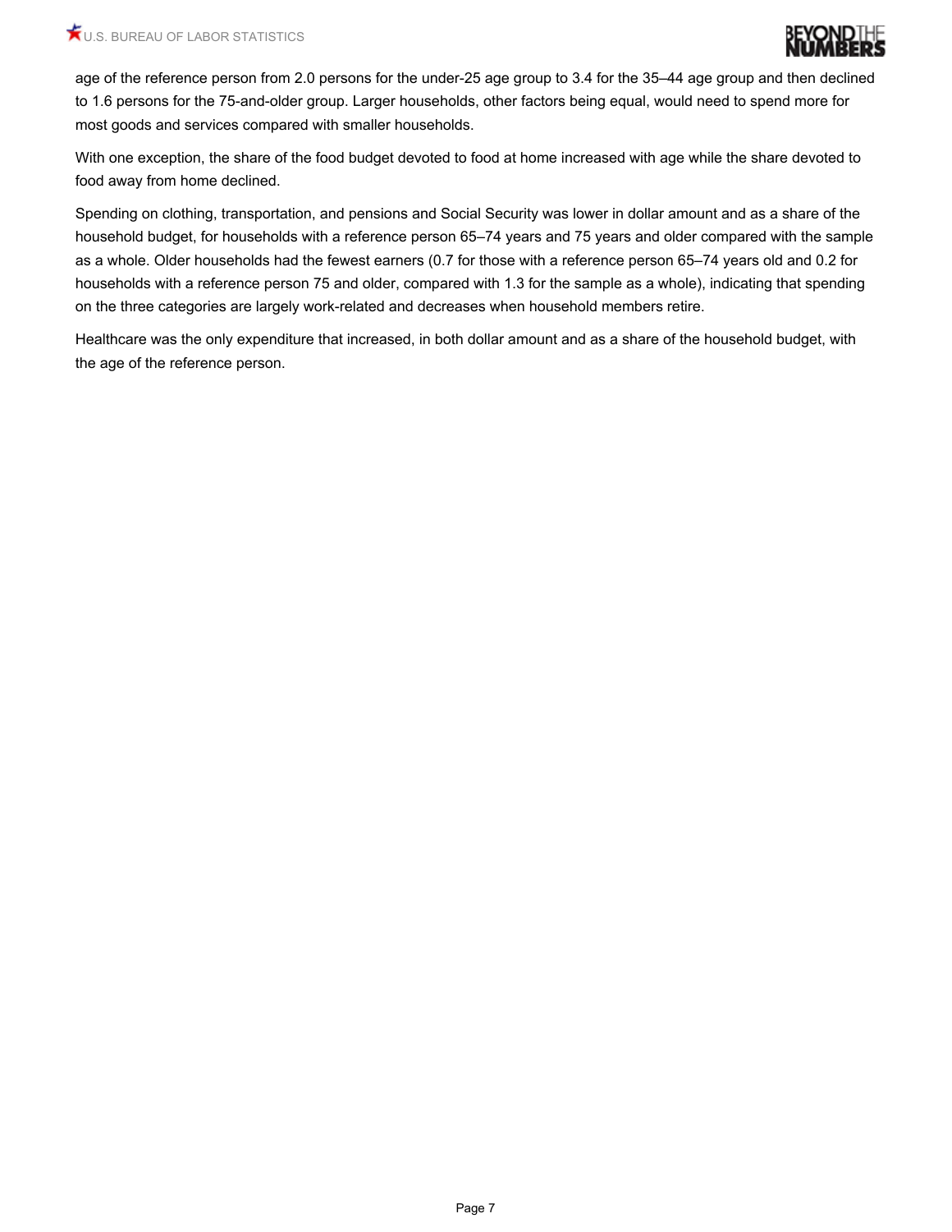age of the reference person from 2.0 persons for the under-25 age group to 3.4 for the 35–44 age group and then declined to 1.6 persons for the 75-and-older group. Larger households, other factors being equal, would need to spend more for most goods and services compared with smaller households.

With one exception, the share of the food budget devoted to food at home increased with age while the share devoted to food away from home declined.

Spending on clothing, transportation, and pensions and Social Security was lower in dollar amount and as a share of the household budget, for households with a reference person 65–74 years and 75 years and older compared with the sample as a whole. Older households had the fewest earners (0.7 for those with a reference person 65–74 years old and 0.2 for households with a reference person 75 and older, compared with 1.3 for the sample as a whole), indicating that spending on the three categories are largely work-related and decreases when household members retire.

Healthcare was the only expenditure that increased, in both dollar amount and as a share of the household budget, with the age of the reference person.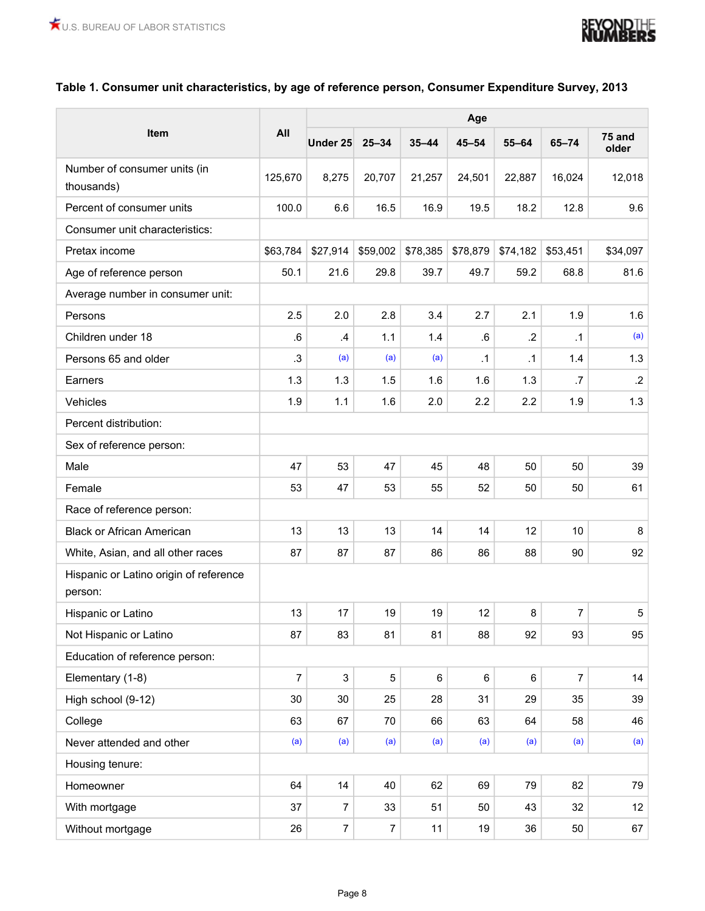**Table 1. Consumer unit characteristics, by age of reference person, Consumer Expenditure Survey, 2013**

| Item | All | Age | | | | | | |
|---|---|---|---|---|---|---|---|---|
| | | Under 25 | 25–34 | 35–44 | 45–54 | 55–64 | 65–74 | 75 and older |
| Number of consumer units (in thousands) | 125,670 | 8,275 | 20,707 | 21,257 | 24,501 | 22,887 | 16,024 | 12,018 |
| Percent of consumer units | 100.0 | 6.6 | 16.5 | 16.9 | 19.5 | 18.2 | 12.8 | 9.6 |
| Consumer unit characteristics: | | | | | | | | |
| Pretax income | $63,784 | $27,914 | $59,002 | $78,385 | $78,879 | $74,182 | $53,451 | $34,097 |
| Age of reference person | 50.1 | 21.6 | 29.8 | 39.7 | 49.7 | 59.2 | 68.8 | 81.6 |
| Average number in consumer unit: | | | | | | | | |
| Persons | 2.5 | 2.0 | 2.8 | 3.4 | 2.7 | 2.1 | 1.9 | 1.6 |
| Children under 18 | .6 | .4 | 1.1 | 1.4 | .6 | .2 | .1 | (a) |
| Persons 65 and older | .3 | (a) | (a) | (a) | .1 | .1 | 1.4 | 1.3 |
| Earners | 1.3 | 1.3 | 1.5 | 1.6 | 1.6 | 1.3 | .7 | .2 |
| Vehicles | 1.9 | 1.1 | 1.6 | 2.0 | 2.2 | 2.2 | 1.9 | 1.3 |
| Percent distribution: | | | | | | | | |
| Sex of reference person: | | | | | | | | |
| Male | 47 | 53 | 47 | 45 | 48 | 50 | 50 | 39 |
| Female | 53 | 47 | 53 | 55 | 52 | 50 | 50 | 61 |
| Race of reference person: | | | | | | | | |
| Black or African American | 13 | 13 | 13 | 14 | 14 | 12 | 10 | 8 |
| White, Asian, and all other races | 87 | 87 | 87 | 86 | 86 | 88 | 90 | 92 |
| Hispanic or Latino origin of reference person: | | | | | | | | |
| Hispanic or Latino | 13 | 17 | 19 | 19 | 12 | 8 | 7 | 5 |
| Not Hispanic or Latino | 87 | 83 | 81 | 81 | 88 | 92 | 93 | 95 |
| Education of reference person: | | | | | | | | |
| Elementary (1-8) | 7 | 3 | 5 | 6 | 6 | 6 | 7 | 14 |
| High school (9-12) | 30 | 30 | 25 | 28 | 31 | 29 | 35 | 39 |
| College | 63 | 67 | 70 | 66 | 63 | 64 | 58 | 46 |
| Never attended and other | (a) | (a) | (a) | (a) | (a) | (a) | (a) | (a) |
| Housing tenure: | | | | | | | | |
| Homeowner | 64 | 14 | 40 | 62 | 69 | 79 | 82 | 79 |
| With mortgage | 37 | 7 | 33 | 51 | 50 | 43 | 32 | 12 |
| Without mortgage | 26 | 7 | 7 | 11 | 19 | 36 | 50 | 67 |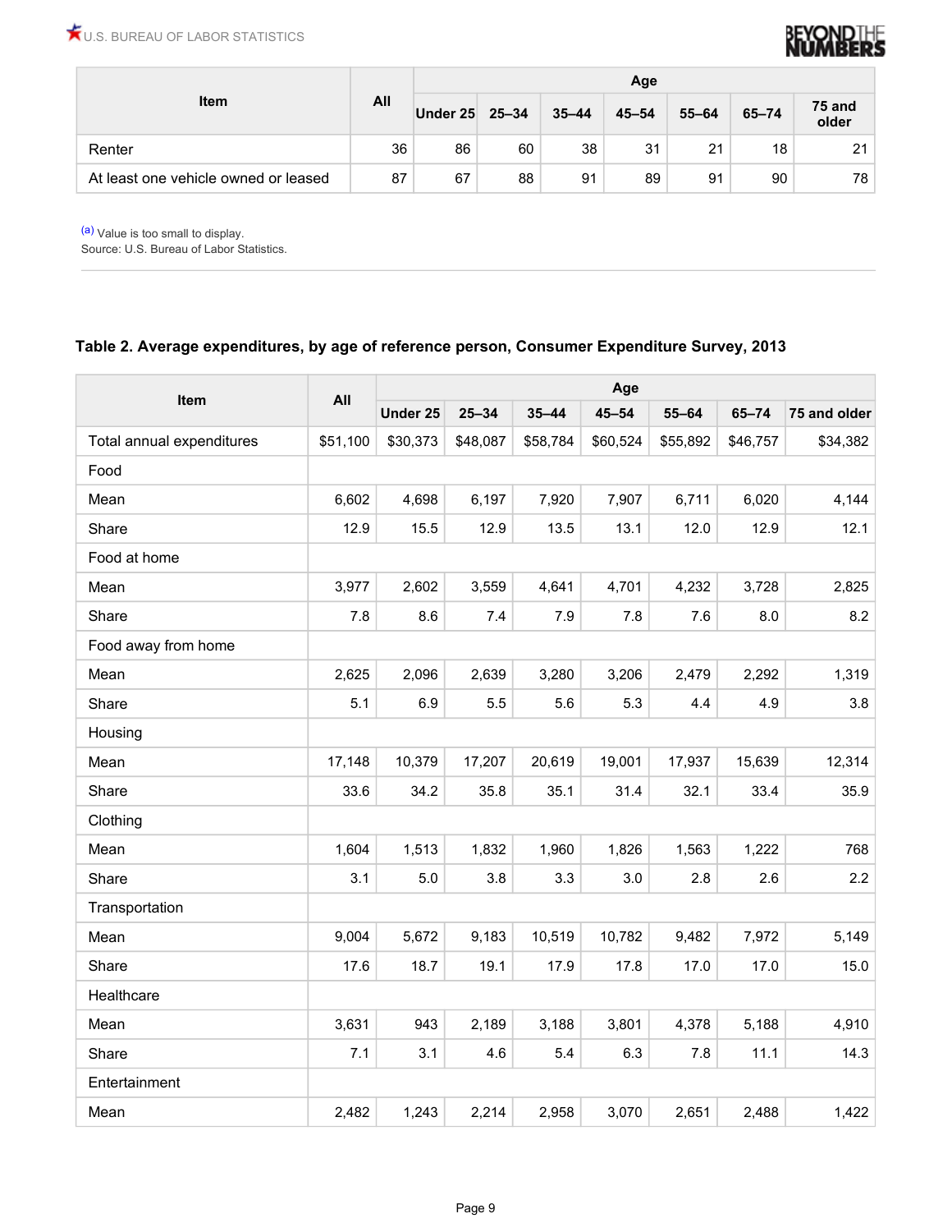| Item | All | Age | | | | | | |
|---|---|---|---|---|---|---|---|---|
| | | Under 25 | 25–34 | 35–44 | 45–54 | 55–64 | 65–74 | 75 and older |
| Renter | 36 | 86 | 60 | 38 | 31 | 21 | 18 | 21 |
| At least one vehicle owned or leased | 87 | 67 | 88 | 91 | 89 | 91 | 90 | 78 |

[(a)] Value is too small to display.
Source: U.S. Bureau of Labor Statistics.

### Table 2. Average expenditures, by age of reference person, Consumer Expenditure Survey, 2013

| Item | All | Age | | | | | | |
|---|---|---|---|---|---|---|---|---|
| | | Under 25 | 25–34 | 35–44 | 45–54 | 55–64 | 65–74 | 75 and older |
| Total annual expenditures | $51,100 | $30,373 | $48,087 | $58,784 | $60,524 | $55,892 | $46,757 | $34,382 |
| Food | | | | | | | | |
| Mean | 6,602 | 4,698 | 6,197 | 7,920 | 7,907 | 6,711 | 6,020 | 4,144 |
| Share | 12.9 | 15.5 | 12.9 | 13.5 | 13.1 | 12.0 | 12.9 | 12.1 |
| Food at home | | | | | | | | |
| Mean | 3,977 | 2,602 | 3,559 | 4,641 | 4,701 | 4,232 | 3,728 | 2,825 |
| Share | 7.8 | 8.6 | 7.4 | 7.9 | 7.8 | 7.6 | 8.0 | 8.2 |
| Food away from home | | | | | | | | |
| Mean | 2,625 | 2,096 | 2,639 | 3,280 | 3,206 | 2,479 | 2,292 | 1,319 |
| Share | 5.1 | 6.9 | 5.5 | 5.6 | 5.3 | 4.4 | 4.9 | 3.8 |
| Housing | | | | | | | | |
| Mean | 17,148 | 10,379 | 17,207 | 20,619 | 19,001 | 17,937 | 15,639 | 12,314 |
| Share | 33.6 | 34.2 | 35.8 | 35.1 | 31.4 | 32.1 | 33.4 | 35.9 |
| Clothing | | | | | | | | |
| Mean | 1,604 | 1,513 | 1,832 | 1,960 | 1,826 | 1,563 | 1,222 | 768 |
| Share | 3.1 | 5.0 | 3.8 | 3.3 | 3.0 | 2.8 | 2.6 | 2.2 |
| Transportation | | | | | | | | |
| Mean | 9,004 | 5,672 | 9,183 | 10,519 | 10,782 | 9,482 | 7,972 | 5,149 |
| Share | 17.6 | 18.7 | 19.1 | 17.9 | 17.8 | 17.0 | 17.0 | 15.0 |
| Healthcare | | | | | | | | |
| Mean | 3,631 | 943 | 2,189 | 3,188 | 3,801 | 4,378 | 5,188 | 4,910 |
| Share | 7.1 | 3.1 | 4.6 | 5.4 | 6.3 | 7.8 | 11.1 | 14.3 |
| Entertainment | | | | | | | | |
| Mean | 2,482 | 1,243 | 2,214 | 2,958 | 3,070 | 2,651 | 2,488 | 1,422 |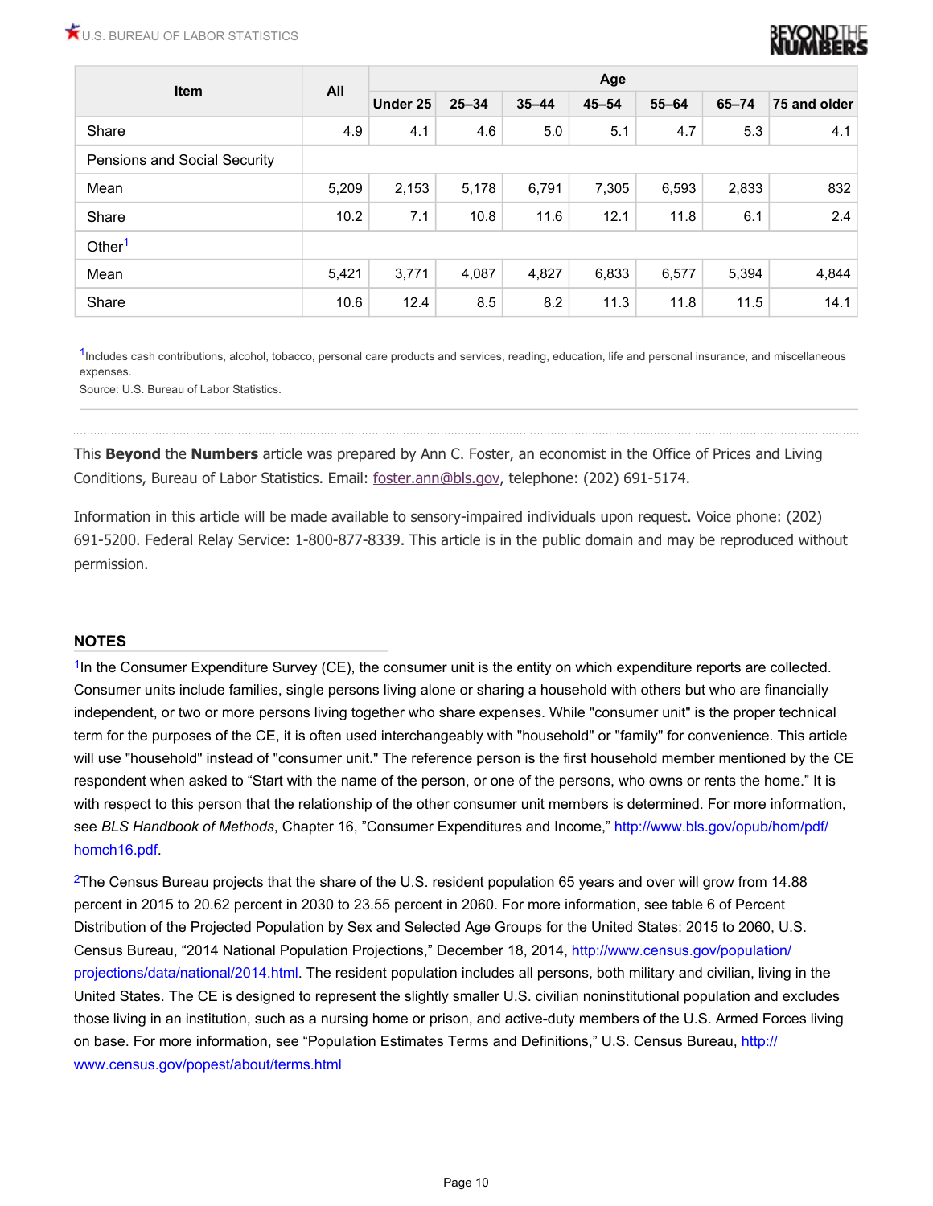| Item | All | Age | | | | | | |
|---|---|---|---|---|---|---|---|---|
| | | Under 25 | 25–34 | 35–44 | 45–54 | 55–64 | 65–74 | 75 and older |
| Share | 4.9 | 4.1 | 4.6 | 5.0 | 5.1 | 4.7 | 5.3 | 4.1 |
| Pensions and Social Security | | | | | | | | |
| Mean | 5,209 | 2,153 | 5,178 | 6,791 | 7,305 | 6,593 | 2,833 | 832 |
| Share | 10.2 | 7.1 | 10.8 | 11.6 | 12.1 | 11.8 | 6.1 | 2.4 |
| Other[1] | | | | | | | | |
| Mean | 5,421 | 3,771 | 4,087 | 4,827 | 6,833 | 6,577 | 5,394 | 4,844 |
| Share | 10.6 | 12.4 | 8.5 | 8.2 | 11.3 | 11.8 | 11.5 | 14.1 |

[1]Includes cash contributions, alcohol, tobacco, personal care products and services, reading, education, life and personal insurance, and miscellaneous expenses.
Source: U.S. Bureau of Labor Statistics.

This **Beyond** the **Numbers** article was prepared by Ann C. Foster, an economist in the Office of Prices and Living Conditions, Bureau of Labor Statistics. Email: foster.ann@bls.gov, telephone: (202) 691-5174.

Information in this article will be made available to sensory-impaired individuals upon request. Voice phone: (202) 691-5200. Federal Relay Service: 1-800-877-8339. This article is in the public domain and may be reproduced without permission.

## NOTES

[1]In the Consumer Expenditure Survey (CE), the consumer unit is the entity on which expenditure reports are collected. Consumer units include families, single persons living alone or sharing a household with others but who are financially independent, or two or more persons living together who share expenses. While "consumer unit" is the proper technical term for the purposes of the CE, it is often used interchangeably with "household" or "family" for convenience. This article will use "household" instead of "consumer unit." The reference person is the first household member mentioned by the CE respondent when asked to "Start with the name of the person, or one of the persons, who owns or rents the home." It is with respect to this person that the relationship of the other consumer unit members is determined. For more information, see *BLS Handbook of Methods*, Chapter 16, "Consumer Expenditures and Income," http://www.bls.gov/opub/hom/pdf/homch16.pdf.

[2]The Census Bureau projects that the share of the U.S. resident population 65 years and over will grow from 14.88 percent in 2015 to 20.62 percent in 2030 to 23.55 percent in 2060. For more information, see table 6 of Percent Distribution of the Projected Population by Sex and Selected Age Groups for the United States: 2015 to 2060, U.S. Census Bureau, "2014 National Population Projections," December 18, 2014, http://www.census.gov/population/projections/data/national/2014.html. The resident population includes all persons, both military and civilian, living in the United States. The CE is designed to represent the slightly smaller U.S. civilian noninstitutional population and excludes those living in an institution, such as a nursing home or prison, and active-duty members of the U.S. Armed Forces living on base. For more information, see "Population Estimates Terms and Definitions," U.S. Census Bureau, http://www.census.gov/popest/about/terms.html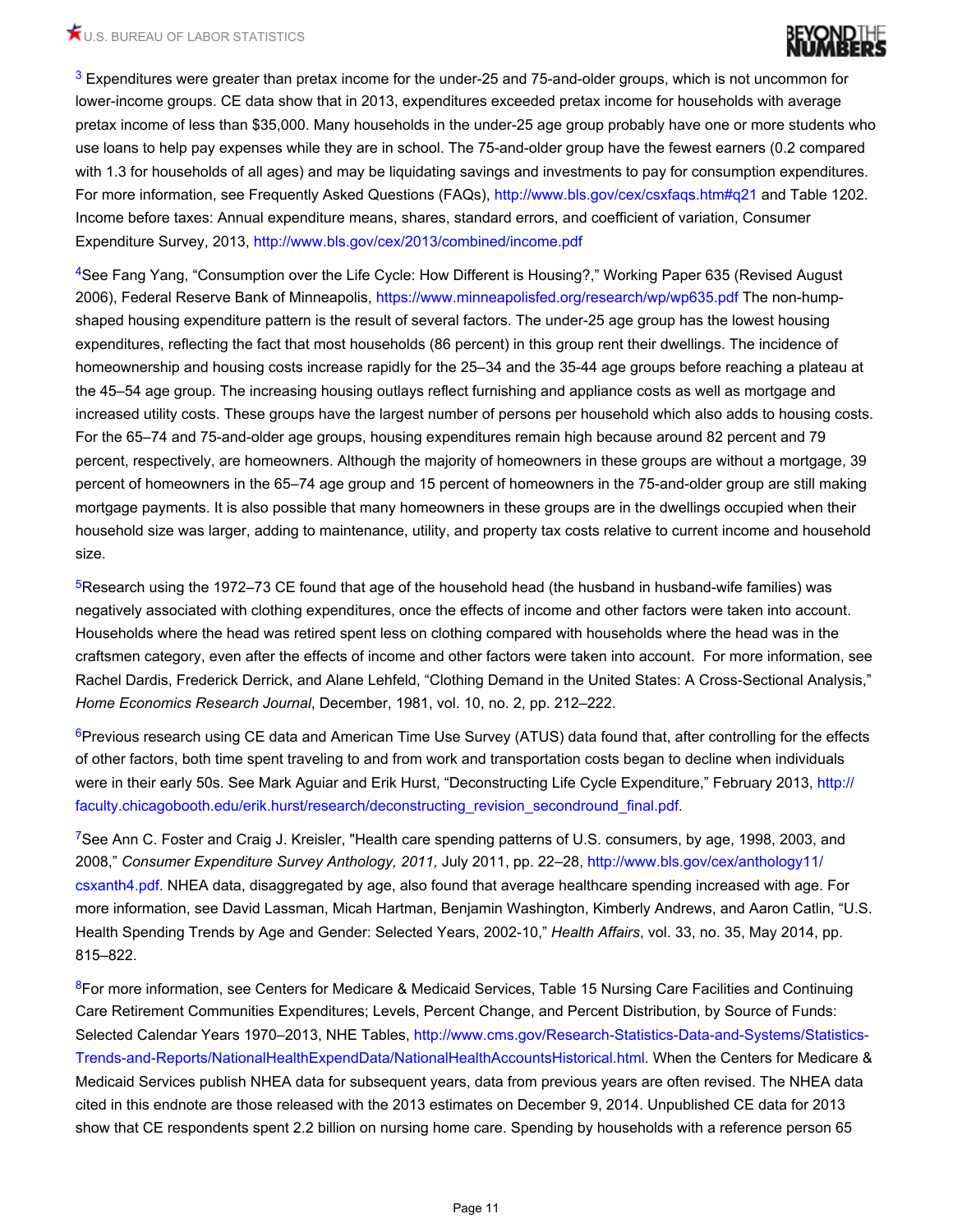[3] Expenditures were greater than pretax income for the under-25 and 75-and-older groups, which is not uncommon for lower-income groups. CE data show that in 2013, expenditures exceeded pretax income for households with average pretax income of less than $35,000. Many households in the under-25 age group probably have one or more students who use loans to help pay expenses while they are in school. The 75-and-older group have the fewest earners (0.2 compared with 1.3 for households of all ages) and may be liquidating savings and investments to pay for consumption expenditures. For more information, see Frequently Asked Questions (FAQs), http://www.bls.gov/cex/csxfaqs.htm#q21 and Table 1202. Income before taxes: Annual expenditure means, shares, standard errors, and coefficient of variation, Consumer Expenditure Survey, 2013, http://www.bls.gov/cex/2013/combined/income.pdf

[4] See Fang Yang, "Consumption over the Life Cycle: How Different is Housing?," Working Paper 635 (Revised August 2006), Federal Reserve Bank of Minneapolis, https://www.minneapolisfed.org/research/wp/wp635.pdf The non-hump-shaped housing expenditure pattern is the result of several factors. The under-25 age group has the lowest housing expenditures, reflecting the fact that most households (86 percent) in this group rent their dwellings. The incidence of homeownership and housing costs increase rapidly for the 25–34 and the 35-44 age groups before reaching a plateau at the 45–54 age group. The increasing housing outlays reflect furnishing and appliance costs as well as mortgage and increased utility costs. These groups have the largest number of persons per household which also adds to housing costs. For the 65–74 and 75-and-older age groups, housing expenditures remain high because around 82 percent and 79 percent, respectively, are homeowners. Although the majority of homeowners in these groups are without a mortgage, 39 percent of homeowners in the 65–74 age group and 15 percent of homeowners in the 75-and-older group are still making mortgage payments. It is also possible that many homeowners in these groups are in the dwellings occupied when their household size was larger, adding to maintenance, utility, and property tax costs relative to current income and household size.

[5] Research using the 1972–73 CE found that age of the household head (the husband in husband-wife families) was negatively associated with clothing expenditures, once the effects of income and other factors were taken into account. Households where the head was retired spent less on clothing compared with households where the head was in the craftsmen category, even after the effects of income and other factors were taken into account. For more information, see Rachel Dardis, Frederick Derrick, and Alane Lehfeld, "Clothing Demand in the United States: A Cross-Sectional Analysis," *Home Economics Research Journal*, December, 1981, vol. 10, no. 2, pp. 212–222.

[6] Previous research using CE data and American Time Use Survey (ATUS) data found that, after controlling for the effects of other factors, both time spent traveling to and from work and transportation costs began to decline when individuals were in their early 50s. See Mark Aguiar and Erik Hurst, "Deconstructing Life Cycle Expenditure," February 2013, http://faculty.chicagobooth.edu/erik.hurst/research/deconstructing_revision_secondround_final.pdf.

[7] See Ann C. Foster and Craig J. Kreisler, "Health care spending patterns of U.S. consumers, by age, 1998, 2003, and 2008," *Consumer Expenditure Survey Anthology, 2011,* July 2011, pp. 22–28, http://www.bls.gov/cex/anthology11/csxanth4.pdf. NHEA data, disaggregated by age, also found that average healthcare spending increased with age. For more information, see David Lassman, Micah Hartman, Benjamin Washington, Kimberly Andrews, and Aaron Catlin, "U.S. Health Spending Trends by Age and Gender: Selected Years, 2002-10," *Health Affairs*, vol. 33, no. 35, May 2014, pp. 815–822.

[8] For more information, see Centers for Medicare & Medicaid Services, Table 15 Nursing Care Facilities and Continuing Care Retirement Communities Expenditures; Levels, Percent Change, and Percent Distribution, by Source of Funds: Selected Calendar Years 1970–2013, NHE Tables, http://www.cms.gov/Research-Statistics-Data-and-Systems/Statistics-Trends-and-Reports/NationalHealthExpendData/NationalHealthAccountsHistorical.html. When the Centers for Medicare & Medicaid Services publish NHEA data for subsequent years, data from previous years are often revised. The NHEA data cited in this endnote are those released with the 2013 estimates on December 9, 2014. Unpublished CE data for 2013 show that CE respondents spent 2.2 billion on nursing home care. Spending by households with a reference person 65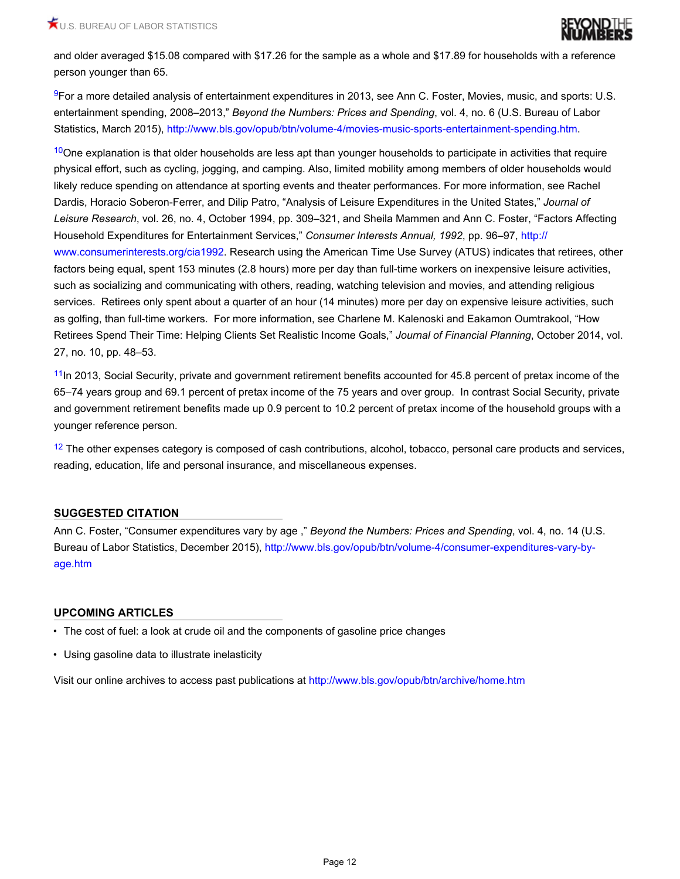and older averaged $15.08 compared with $17.26 for the sample as a whole and $17.89 for households with a reference person younger than 65.

[9]For a more detailed analysis of entertainment expenditures in 2013, see Ann C. Foster, Movies, music, and sports: U.S. entertainment spending, 2008–2013," *Beyond the Numbers: Prices and Spending*, vol. 4, no. 6 (U.S. Bureau of Labor Statistics, March 2015), http://www.bls.gov/opub/btn/volume-4/movies-music-sports-entertainment-spending.htm.

[10]One explanation is that older households are less apt than younger households to participate in activities that require physical effort, such as cycling, jogging, and camping. Also, limited mobility among members of older households would likely reduce spending on attendance at sporting events and theater performances. For more information, see Rachel Dardis, Horacio Soberon-Ferrer, and Dilip Patro, "Analysis of Leisure Expenditures in the United States," *Journal of Leisure Research*, vol. 26, no. 4, October 1994, pp. 309–321, and Sheila Mammen and Ann C. Foster, "Factors Affecting Household Expenditures for Entertainment Services," *Consumer Interests Annual, 1992*, pp. 96–97, http://www.consumerinterests.org/cia1992. Research using the American Time Use Survey (ATUS) indicates that retirees, other factors being equal, spent 153 minutes (2.8 hours) more per day than full-time workers on inexpensive leisure activities, such as socializing and communicating with others, reading, watching television and movies, and attending religious services. Retirees only spent about a quarter of an hour (14 minutes) more per day on expensive leisure activities, such as golfing, than full-time workers. For more information, see Charlene M. Kalenoski and Eakamon Oumtrakool, "How Retirees Spend Their Time: Helping Clients Set Realistic Income Goals," *Journal of Financial Planning*, October 2014, vol. 27, no. 10, pp. 48–53.

[11]In 2013, Social Security, private and government retirement benefits accounted for 45.8 percent of pretax income of the 65–74 years group and 69.1 percent of pretax income of the 75 years and over group. In contrast Social Security, private and government retirement benefits made up 0.9 percent to 10.2 percent of pretax income of the household groups with a younger reference person.

[12] The other expenses category is composed of cash contributions, alcohol, tobacco, personal care products and services, reading, education, life and personal insurance, and miscellaneous expenses.

## SUGGESTED CITATION

Ann C. Foster, "Consumer expenditures vary by age ," *Beyond the Numbers: Prices and Spending*, vol. 4, no. 14 (U.S. Bureau of Labor Statistics, December 2015), http://www.bls.gov/opub/btn/volume-4/consumer-expenditures-vary-by-age.htm

## UPCOMING ARTICLES

- The cost of fuel: a look at crude oil and the components of gasoline price changes
- Using gasoline data to illustrate inelasticity

Visit our online archives to access past publications at http://www.bls.gov/opub/btn/archive/home.htm